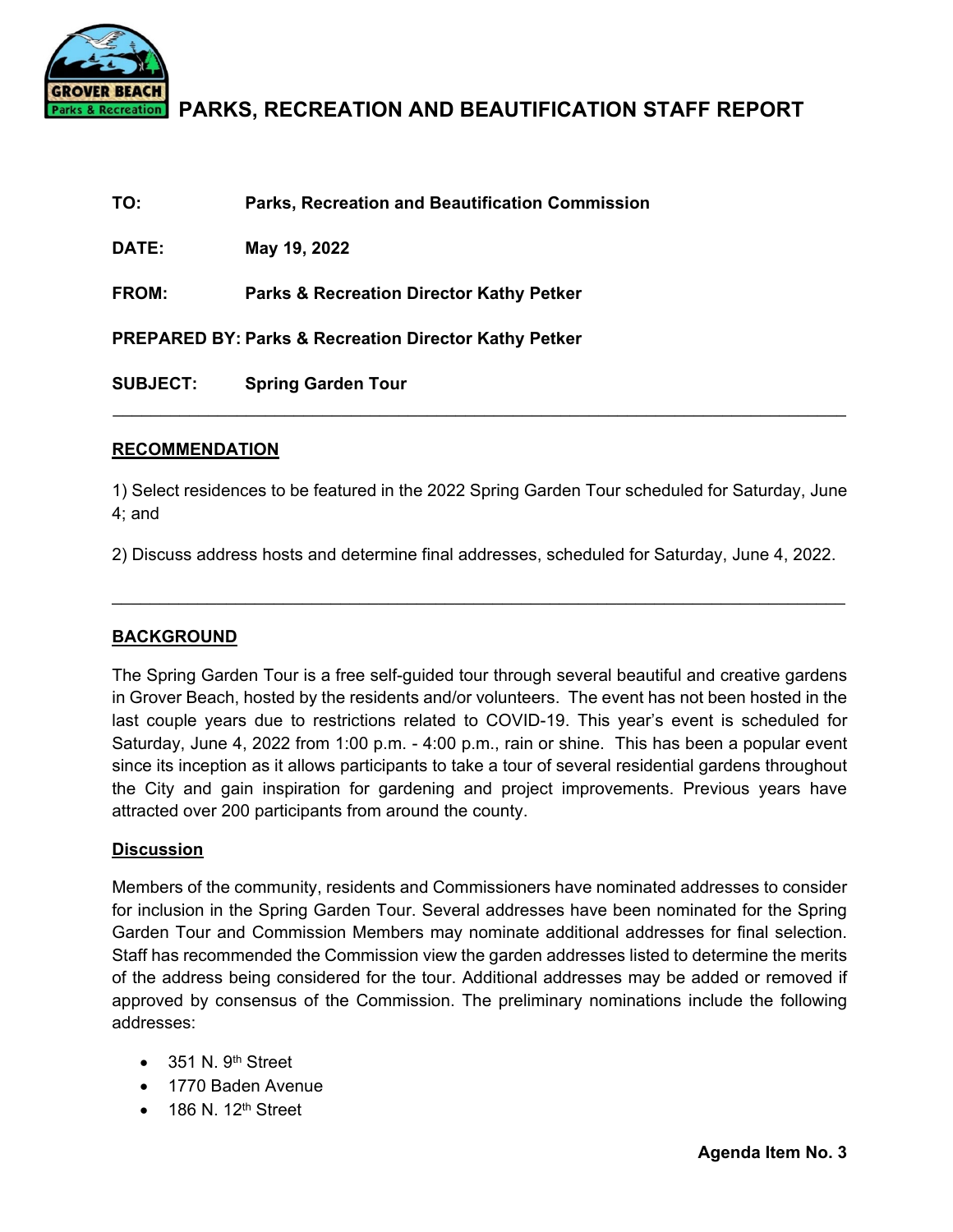# PARKS, RECREATION AND BEAUTIFICATION STAFF REPORT

**TO:** Parks, Recreation and Beautification Commission

**DATE:** May 19, 2022

**FROM:** Parks & Recreation Director Kathy Petker

**PREPARED BY:** Parks & Recreation Director Kathy Petker

**SUBJECT:** Spring Garden Tour

---

## RECOMMENDATION

1) Select residences to be featured in the 2022 Spring Garden Tour scheduled for Saturday, June 4; and

2) Discuss address hosts and determine final addresses, scheduled for Saturday, June 4, 2022.

---

## BACKGROUND

The Spring Garden Tour is a free self-guided tour through several beautiful and creative gardens in Grover Beach, hosted by the residents and/or volunteers. The event has not been hosted in the last couple years due to restrictions related to COVID-19. This year's event is scheduled for Saturday, June 4, 2022 from 1:00 p.m. - 4:00 p.m., rain or shine. This has been a popular event since its inception as it allows participants to take a tour of several residential gardens throughout the City and gain inspiration for gardening and project improvements. Previous years have attracted over 200 participants from around the county.

## Discussion

Members of the community, residents and Commissioners have nominated addresses to consider for inclusion in the Spring Garden Tour. Several addresses have been nominated for the Spring Garden Tour and Commission Members may nominate additional addresses for final selection. Staff has recommended the Commission view the garden addresses listed to determine the merits of the address being considered for the tour. Additional addresses may be added or removed if approved by consensus of the Commission. The preliminary nominations include the following addresses:

- 351 N. 9th Street
- 1770 Baden Avenue
- 186 N. 12th Street

**Agenda Item No. 3**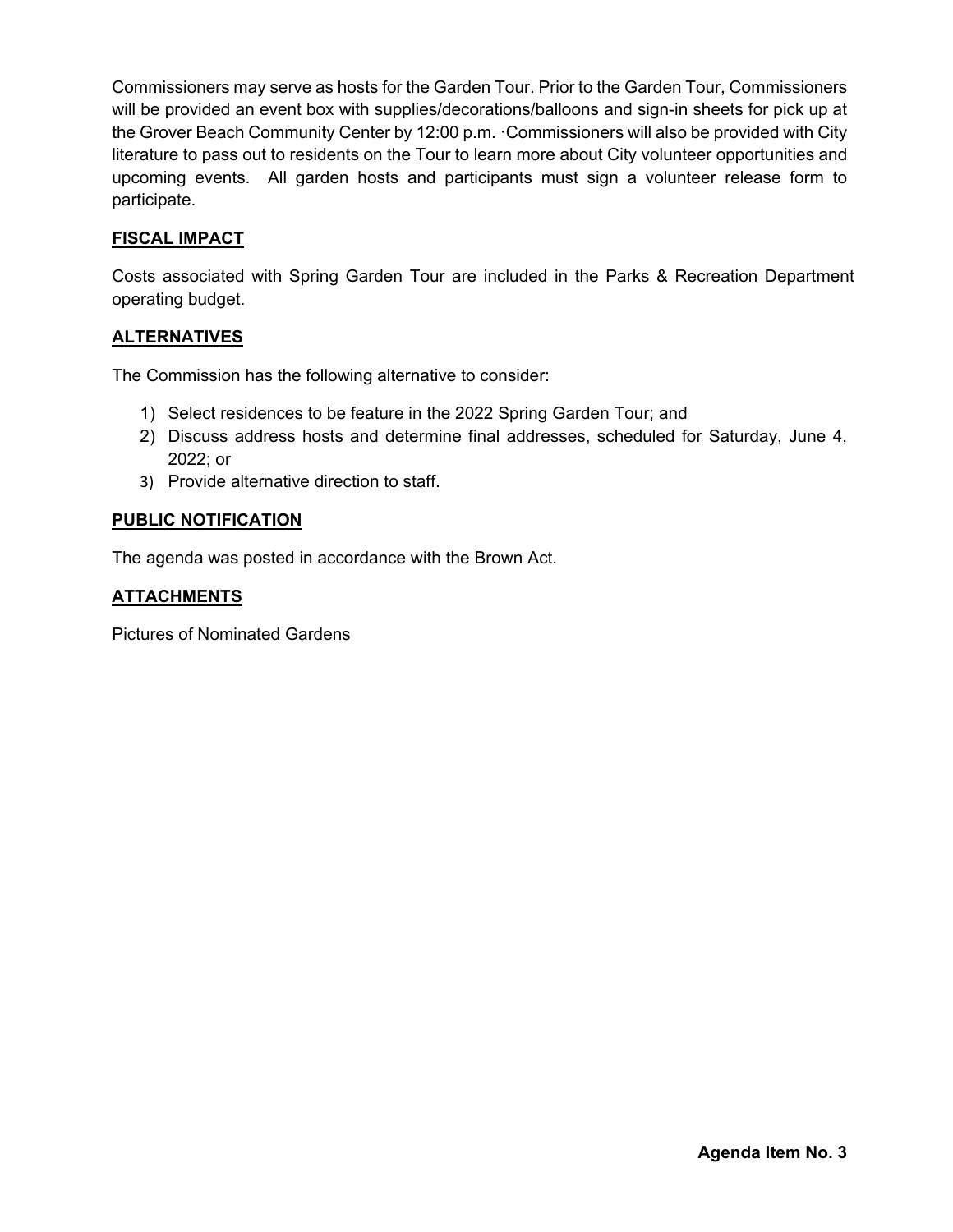Commissioners may serve as hosts for the Garden Tour. Prior to the Garden Tour, Commissioners will be provided an event box with supplies/decorations/balloons and sign-in sheets for pick up at the Grover Beach Community Center by 12:00 p.m. ·Commissioners will also be provided with City literature to pass out to residents on the Tour to learn more about City volunteer opportunities and upcoming events. All garden hosts and participants must sign a volunteer release form to participate.

## FISCAL IMPACT

Costs associated with Spring Garden Tour are included in the Parks & Recreation Department operating budget.

## ALTERNATIVES

The Commission has the following alternative to consider:

1) Select residences to be feature in the 2022 Spring Garden Tour; and
2) Discuss address hosts and determine final addresses, scheduled for Saturday, June 4, 2022; or
3) Provide alternative direction to staff.

## PUBLIC NOTIFICATION

The agenda was posted in accordance with the Brown Act.

## ATTACHMENTS

Pictures of Nominated Gardens

**Agenda Item No. 3**